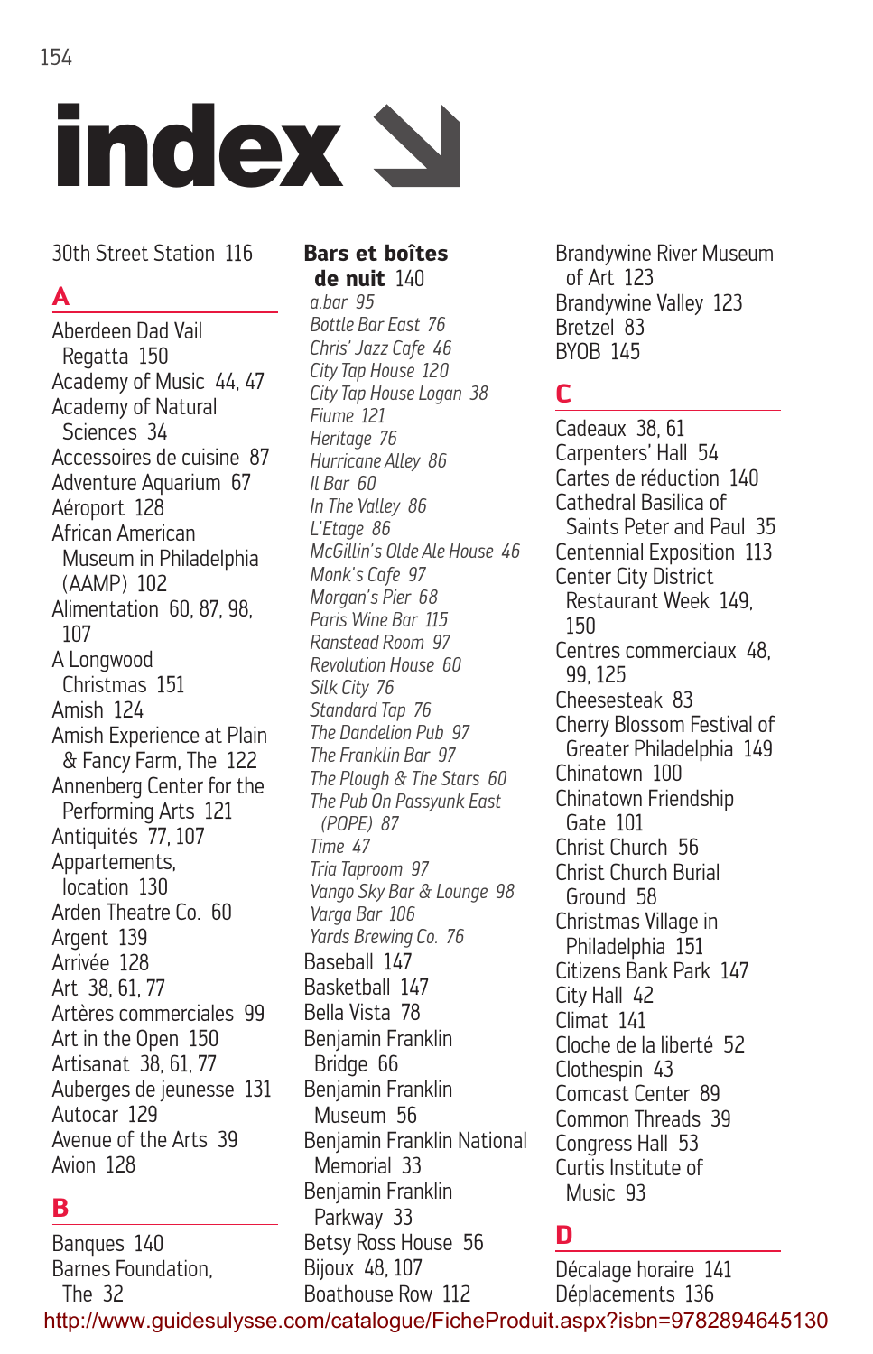# index

30th Street Station 116

## A

Aberdeen Dad Vail Regatta 150
Academy of Music 44, 47
Academy of Natural Sciences 34
Accessoires de cuisine 87
Adventure Aquarium 67
Aéroport 128
African American Museum in Philadelphia (AAMP) 102
Alimentation 60, 87, 98, 107
A Longwood Christmas 151
Amish 124
Amish Experience at Plain & Fancy Farm, The 122
Annenberg Center for the Performing Arts 121
Antiquités 77, 107
Appartements, location 130
Arden Theatre Co. 60
Argent 139
Arrivée 128
Art 38, 61, 77
Artères commerciales 99
Art in the Open 150
Artisanat 38, 61, 77
Auberges de jeunesse 131
Autocar 129
Avenue of the Arts 39
Avion 128

## B

Banques 140
Barnes Foundation, The 32

**Bars et boîtes de nuit** 140
*a.bar 95*
*Bottle Bar East 76*
*Chris' Jazz Cafe 46*
*City Tap House 120*
*City Tap House Logan 38*
*Fiume 121*
*Heritage 76*
*Hurricane Alley 86*
*Il Bar 60*
*In The Valley 86*
*L'Etage 86*
*McGillin's Olde Ale House 46*
*Monk's Cafe 97*
*Morgan's Pier 68*
*Paris Wine Bar 115*
*Ranstead Room 97*
*Revolution House 60*
*Silk City 76*
*Standard Tap 76*
*The Dandelion Pub 97*
*The Franklin Bar 97*
*The Plough & The Stars 60*
*The Pub On Passyunk East (POPE) 87*
*Time 47*
*Tria Taproom 97*
*Vango Sky Bar & Lounge 98*
*Varga Bar 106*
*Yards Brewing Co. 76*

Baseball 147
Basketball 147
Bella Vista 78
Benjamin Franklin Bridge 66
Benjamin Franklin Museum 56
Benjamin Franklin National Memorial 33
Benjamin Franklin Parkway 33
Betsy Ross House 56
Bijoux 48, 107
Boathouse Row 112
Brandywine River Museum of Art 123
Brandywine Valley 123
Bretzel 83
BYOB 145

## C

Cadeaux 38, 61
Carpenters' Hall 54
Cartes de réduction 140
Cathedral Basilica of Saints Peter and Paul 35
Centennial Exposition 113
Center City District Restaurant Week 149, 150
Centres commerciaux 48, 99, 125
Cheesesteak 83
Cherry Blossom Festival of Greater Philadelphia 149
Chinatown 100
Chinatown Friendship Gate 101
Christ Church 56
Christ Church Burial Ground 58
Christmas Village in Philadelphia 151
Citizens Bank Park 147
City Hall 42
Climat 141
Cloche de la liberté 52
Clothespin 43
Comcast Center 89
Common Threads 39
Congress Hall 53
Curtis Institute of Music 93

## D

Décalage horaire 141
Déplacements 136

http://www.guidesulysse.com/catalogue/FicheProduit.aspx?isbn=9782894645130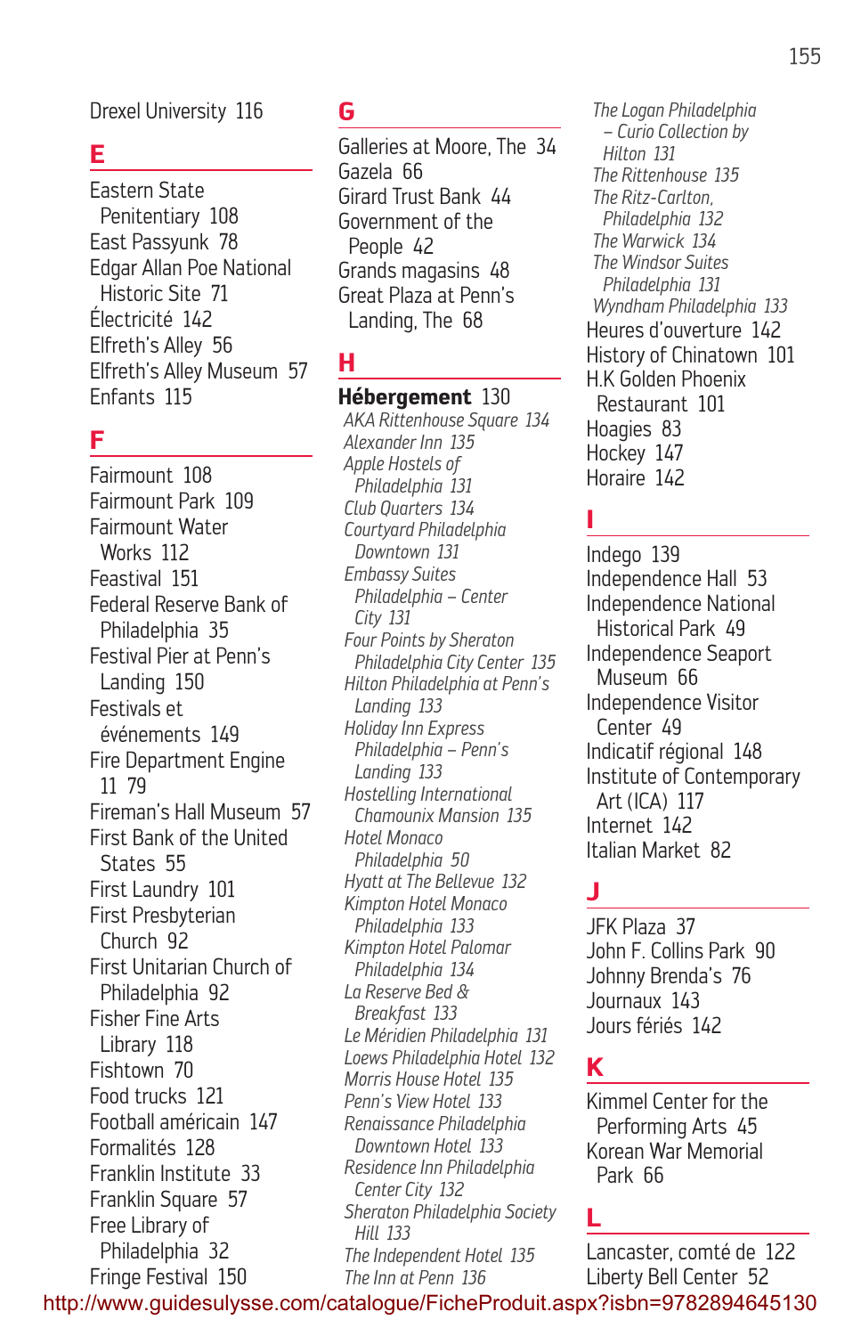Drexel University 116

## E

Eastern State Penitentiary 108
East Passyunk 78
Edgar Allan Poe National Historic Site 71
Électricité 142
Elfreth's Alley 56
Elfreth's Alley Museum 57
Enfants 115

## F

Fairmount 108
Fairmount Park 109
Fairmount Water Works 112
Feastival 151
Federal Reserve Bank of Philadelphia 35
Festival Pier at Penn's Landing 150
Festivals et événements 149
Fire Department Engine 11 79
Fireman's Hall Museum 57
First Bank of the United States 55
First Laundry 101
First Presbyterian Church 92
First Unitarian Church of Philadelphia 92
Fisher Fine Arts Library 118
Fishtown 70
Food trucks 121
Football américain 147
Formalités 128
Franklin Institute 33
Franklin Square 57
Free Library of Philadelphia 32
Fringe Festival 150

## G

Galleries at Moore, The 34
Gazela 66
Girard Trust Bank 44
Government of the People 42
Grands magasins 48
Great Plaza at Penn's Landing, The 68

## H

**Hébergement** 130
*AKA Rittenhouse Square 134*
*Alexander Inn 135*
*Apple Hostels of Philadelphia 131*
*Club Quarters 134*
*Courtyard Philadelphia Downtown 131*
*Embassy Suites Philadelphia – Center City 131*
*Four Points by Sheraton Philadelphia City Center 135*
*Hilton Philadelphia at Penn's Landing 133*
*Holiday Inn Express Philadelphia – Penn's Landing 133*
*Hostelling International Chamounix Mansion 135*
*Hotel Monaco Philadelphia 50*
*Hyatt at The Bellevue 132*
*Kimpton Hotel Monaco Philadelphia 133*
*Kimpton Hotel Palomar Philadelphia 134*
*La Reserve Bed & Breakfast 133*
*Le Méridien Philadelphia 131*
*Loews Philadelphia Hotel 132*
*Morris House Hotel 135*
*Penn's View Hotel 133*
*Renaissance Philadelphia Downtown Hotel 133*
*Residence Inn Philadelphia Center City 132*
*Sheraton Philadelphia Society Hill 133*
*The Independent Hotel 135*
*The Inn at Penn 136*
*The Logan Philadelphia – Curio Collection by Hilton 131*
*The Rittenhouse 135*
*The Ritz-Carlton, Philadelphia 132*
*The Warwick 134*
*The Windsor Suites Philadelphia 131*
*Wyndham Philadelphia 133*
Heures d'ouverture 142
History of Chinatown 101
H.K Golden Phoenix Restaurant 101
Hoagies 83
Hockey 147
Horaire 142

## I

Indego 139
Independence Hall 53
Independence National Historical Park 49
Independence Seaport Museum 66
Independence Visitor Center 49
Indicatif régional 148
Institute of Contemporary Art (ICA) 117
Internet 142
Italian Market 82

## J

JFK Plaza 37
John F. Collins Park 90
Johnny Brenda's 76
Journaux 143
Jours fériés 142

## K

Kimmel Center for the Performing Arts 45
Korean War Memorial Park 66

## L

Lancaster, comté de 122
Liberty Bell Center 52

http://www.guidesulysse.com/catalogue/FicheProduit.aspx?isbn=9782894645130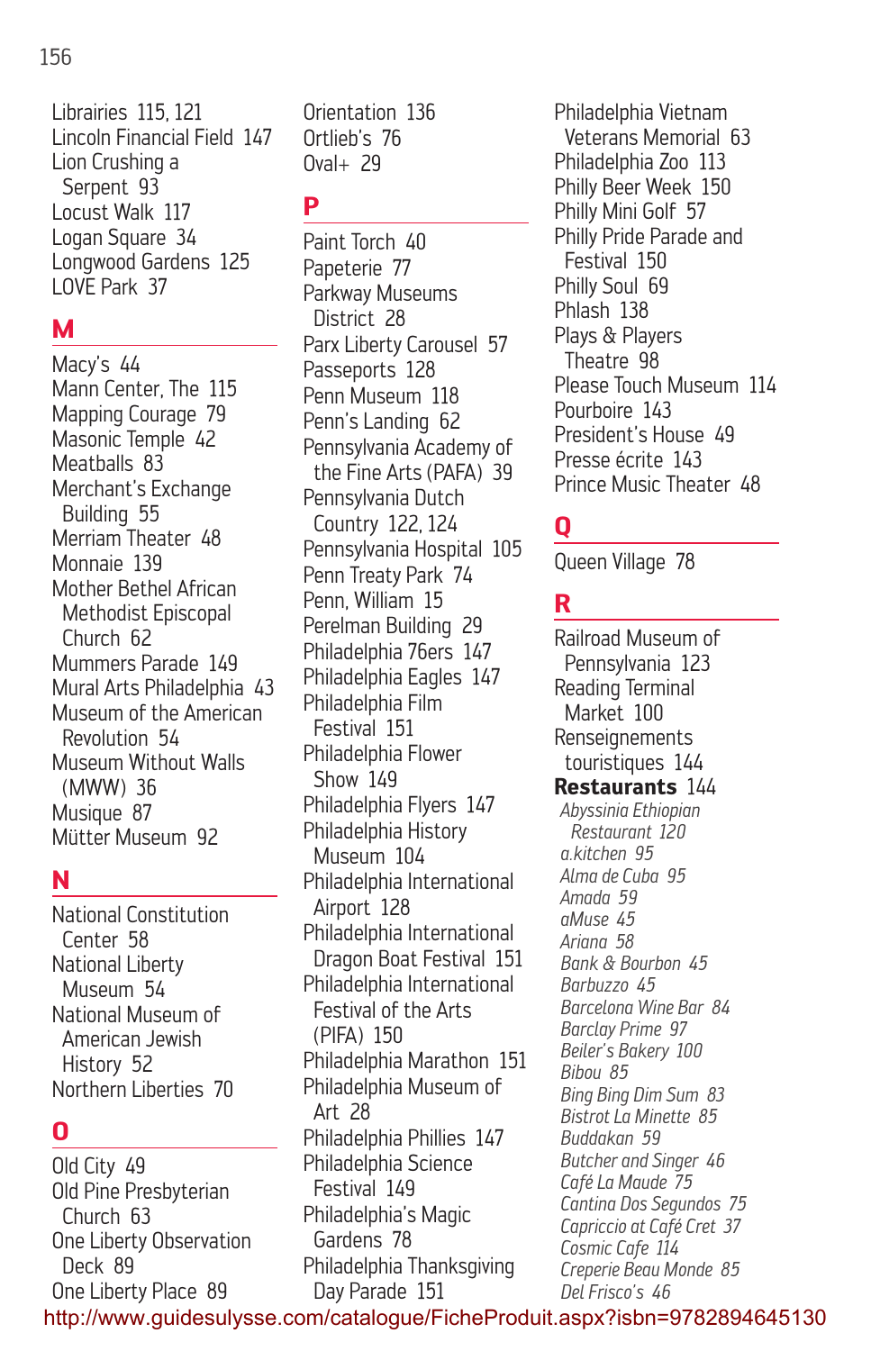Librairies 115, 121
Lincoln Financial Field 147
Lion Crushing a Serpent 93
Locust Walk 117
Logan Square 34
Longwood Gardens 125
LOVE Park 37

## M

Macy's 44
Mann Center, The 115
Mapping Courage 79
Masonic Temple 42
Meatballs 83
Merchant's Exchange Building 55
Merriam Theater 48
Monnaie 139
Mother Bethel African Methodist Episcopal Church 62
Mummers Parade 149
Mural Arts Philadelphia 43
Museum of the American Revolution 54
Museum Without Walls (MWW) 36
Musique 87
Mütter Museum 92

## N

National Constitution Center 58
National Liberty Museum 54
National Museum of American Jewish History 52
Northern Liberties 70

## O

Old City 49
Old Pine Presbyterian Church 63
One Liberty Observation Deck 89
One Liberty Place 89
Orientation 136
Ortlieb's 76
Oval+ 29

## P

Paint Torch 40
Papeterie 77
Parkway Museums District 28
Parx Liberty Carousel 57
Passeports 128
Penn Museum 118
Penn's Landing 62
Pennsylvania Academy of the Fine Arts (PAFA) 39
Pennsylvania Dutch Country 122, 124
Pennsylvania Hospital 105
Penn Treaty Park 74
Penn, William 15
Perelman Building 29
Philadelphia 76ers 147
Philadelphia Eagles 147
Philadelphia Film Festival 151
Philadelphia Flower Show 149
Philadelphia Flyers 147
Philadelphia History Museum 104
Philadelphia International Airport 128
Philadelphia International Dragon Boat Festival 151
Philadelphia International Festival of the Arts (PIFA) 150
Philadelphia Marathon 151
Philadelphia Museum of Art 28
Philadelphia Phillies 147
Philadelphia Science Festival 149
Philadelphia's Magic Gardens 78
Philadelphia Thanksgiving Day Parade 151
Philadelphia Vietnam Veterans Memorial 63
Philadelphia Zoo 113
Philly Beer Week 150
Philly Mini Golf 57
Philly Pride Parade and Festival 150
Philly Soul 69
Phlash 138
Plays & Players Theatre 98
Please Touch Museum 114
Pourboire 143
President's House 49
Presse écrite 143
Prince Music Theater 48

## Q

Queen Village 78

## R

Railroad Museum of Pennsylvania 123
Reading Terminal Market 100
Renseignements touristiques 144
**Restaurants** 144
*Abyssinia Ethiopian Restaurant 120*
*a.kitchen 95*
*Alma de Cuba 95*
*Amada 59*
*aMuse 45*
*Ariana 58*
*Bank & Bourbon 45*
*Barbuzzo 45*
*Barcelona Wine Bar 84*
*Barclay Prime 97*
*Beiler's Bakery 100*
*Bibou 85*
*Bing Bing Dim Sum 83*
*Bistrot La Minette 85*
*Buddakan 59*
*Butcher and Singer 46*
*Café La Maude 75*
*Cantina Dos Segundos 75*
*Capriccio at Café Cret 37*
*Cosmic Cafe 114*
*Creperie Beau Monde 85*
*Del Frisco's 46*

http://www.guidesulysse.com/catalogue/FicheProduit.aspx?isbn=9782894645130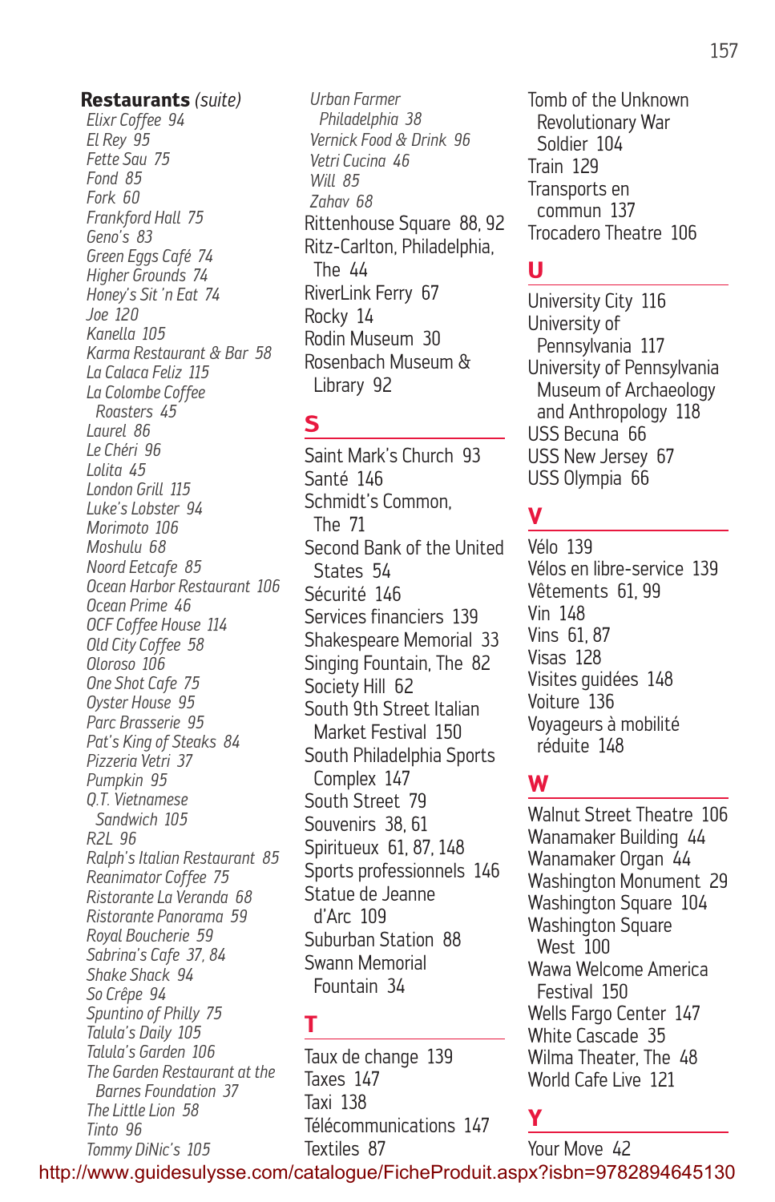**Restaurants** *(suite)*

*Elixr Coffee 94*
*El Rey 95*
*Fette Sau 75*
*Fond 85*
*Fork 60*
*Frankford Hall 75*
*Geno's 83*
*Green Eggs Café 74*
*Higher Grounds 74*
*Honey's Sit 'n Eat 74*
*Joe 120*
*Kanella 105*
*Karma Restaurant & Bar 58*
*La Calaca Feliz 115*
*La Colombe Coffee Roasters 45*
*Laurel 86*
*Le Chéri 96*
*Lolita 45*
*London Grill 115*
*Luke's Lobster 94*
*Morimoto 106*
*Moshulu 68*
*Noord Eetcafe 85*
*Ocean Harbor Restaurant 106*
*Ocean Prime 46*
*OCF Coffee House 114*
*Old City Coffee 58*
*Oloroso 106*
*One Shot Cafe 75*
*Oyster House 95*
*Parc Brasserie 95*
*Pat's King of Steaks 84*
*Pizzeria Vetri 37*
*Pumpkin 95*
*Q.T. Vietnamese Sandwich 105*
*R2L 96*
*Ralph's Italian Restaurant 85*
*Reanimator Coffee 75*
*Ristorante La Veranda 68*
*Ristorante Panorama 59*
*Royal Boucherie 59*
*Sabrina's Cafe 37, 84*
*Shake Shack 94*
*So Crêpe 94*
*Spuntino of Philly 75*
*Talula's Daily 105*
*Talula's Garden 106*
*The Garden Restaurant at the Barnes Foundation 37*
*The Little Lion 58*
*Tinto 96*
*Tommy DiNic's 105*
*Urban Farmer Philadelphia 38*
*Vernick Food & Drink 96*
*Vetri Cucina 46*
*Will 85*
*Zahav 68*

Rittenhouse Square 88, 92
Ritz-Carlton, Philadelphia, The 44
RiverLink Ferry 67
Rocky 14
Rodin Museum 30
Rosenbach Museum & Library 92

## S

Saint Mark's Church 93
Santé 146
Schmidt's Common, The 71
Second Bank of the United States 54
Sécurité 146
Services financiers 139
Shakespeare Memorial 33
Singing Fountain, The 82
Society Hill 62
South 9th Street Italian Market Festival 150
South Philadelphia Sports Complex 147
South Street 79
Souvenirs 38, 61
Spiritueux 61, 87, 148
Sports professionnels 146
Statue de Jeanne d'Arc 109
Suburban Station 88
Swann Memorial Fountain 34

## T

Taux de change 139
Taxes 147
Taxi 138
Télécommunications 147
Textiles 87
Tomb of the Unknown Revolutionary War Soldier 104
Train 129
Transports en commun 137
Trocadero Theatre 106

## U

University City 116
University of Pennsylvania 117
University of Pennsylvania Museum of Archaeology and Anthropology 118
USS Becuna 66
USS New Jersey 67
USS Olympia 66

## V

Vélo 139
Vélos en libre-service 139
Vêtements 61, 99
Vin 148
Vins 61, 87
Visas 128
Visites guidées 148
Voiture 136
Voyageurs à mobilité réduite 148

## W

Walnut Street Theatre 106
Wanamaker Building 44
Wanamaker Organ 44
Washington Monument 29
Washington Square 104
Washington Square West 100
Wawa Welcome America Festival 150
Wells Fargo Center 147
White Cascade 35
Wilma Theater, The 48
World Cafe Live 121

## Y

Your Move 42

http://www.guidesulysse.com/catalogue/FicheProduit.aspx?isbn=9782894645130